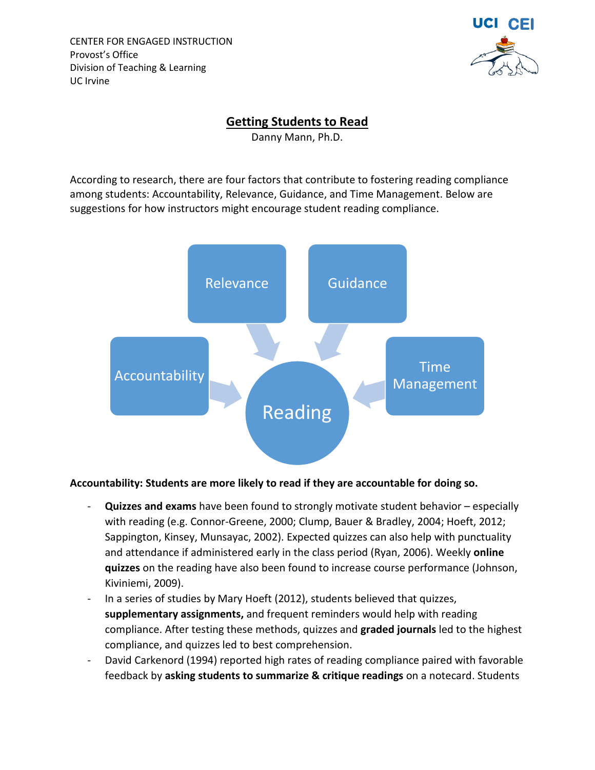CENTER FOR ENGAGED INSTRUCTION
Provost's Office
Division of Teaching & Learning
UC Irvine

# Getting Students to Read

Danny Mann, Ph.D.

According to research, there are four factors that contribute to fostering reading compliance among students: Accountability, Relevance, Guidance, and Time Management. Below are suggestions for how instructors might encourage student reading compliance.

Relevance

Guidance

Accountability

Time Management

Reading

**Accountability: Students are more likely to read if they are accountable for doing so.**

- **Quizzes and exams** have been found to strongly motivate student behavior – especially with reading (e.g. Connor-Greene, 2000; Clump, Bauer & Bradley, 2004; Hoeft, 2012; Sappington, Kinsey, Munsayac, 2002). Expected quizzes can also help with punctuality and attendance if administered early in the class period (Ryan, 2006). Weekly **online quizzes** on the reading have also been found to increase course performance (Johnson, Kiviniemi, 2009).
- In a series of studies by Mary Hoeft (2012), students believed that quizzes, **supplementary assignments,** and frequent reminders would help with reading compliance. After testing these methods, quizzes and **graded journals** led to the highest compliance, and quizzes led to best comprehension.
- David Carkenord (1994) reported high rates of reading compliance paired with favorable feedback by **asking students to summarize & critique readings** on a notecard. Students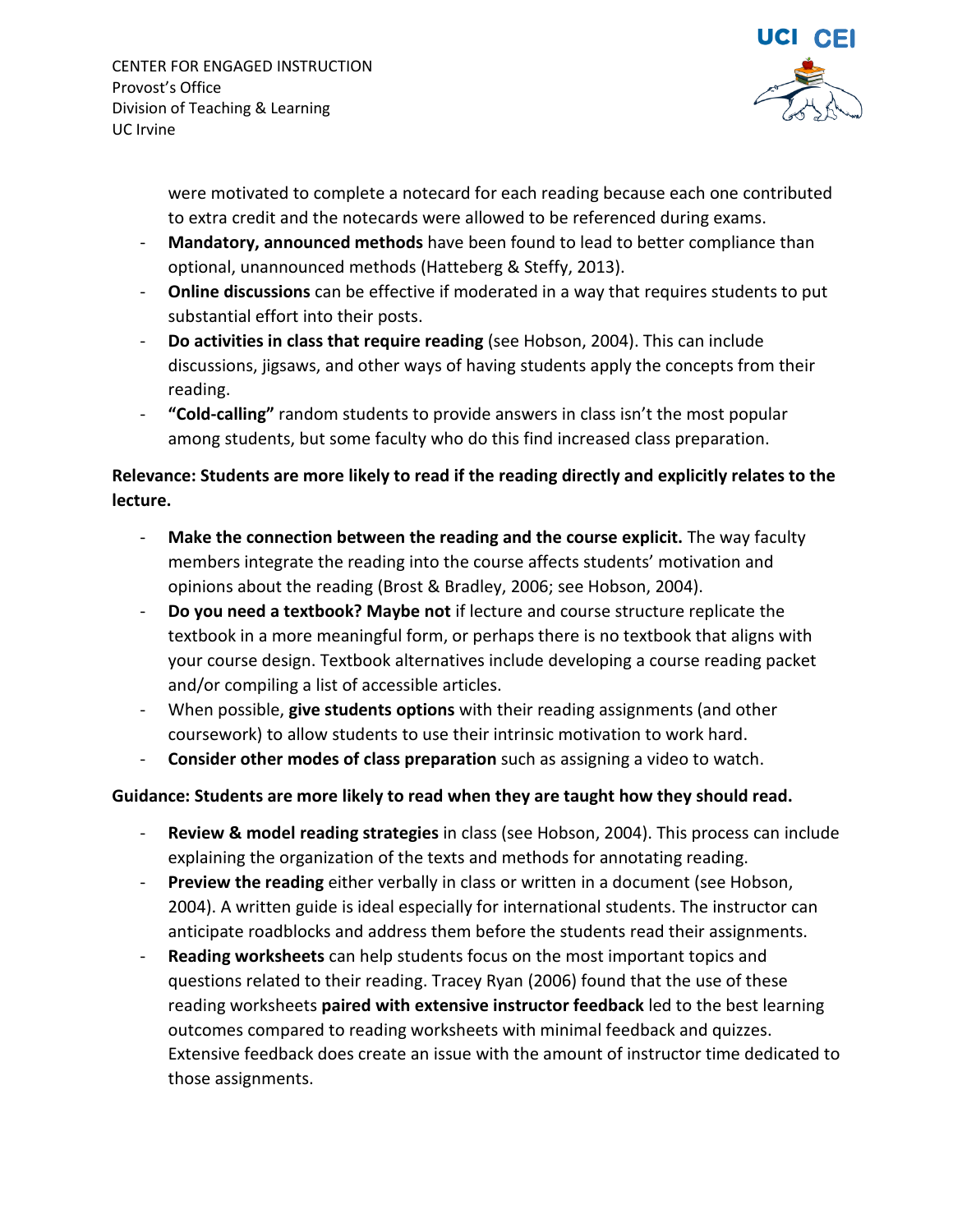were motivated to complete a notecard for each reading because each one contributed to extra credit and the notecards were allowed to be referenced during exams.

- **Mandatory, announced methods** have been found to lead to better compliance than optional, unannounced methods (Hatteberg & Steffy, 2013).
- **Online discussions** can be effective if moderated in a way that requires students to put substantial effort into their posts.
- **Do activities in class that require reading** (see Hobson, 2004). This can include discussions, jigsaws, and other ways of having students apply the concepts from their reading.
- **"Cold-calling"** random students to provide answers in class isn't the most popular among students, but some faculty who do this find increased class preparation.

**Relevance: Students are more likely to read if the reading directly and explicitly relates to the lecture.**

- **Make the connection between the reading and the course explicit.** The way faculty members integrate the reading into the course affects students' motivation and opinions about the reading (Brost & Bradley, 2006; see Hobson, 2004).
- **Do you need a textbook? Maybe not** if lecture and course structure replicate the textbook in a more meaningful form, or perhaps there is no textbook that aligns with your course design. Textbook alternatives include developing a course reading packet and/or compiling a list of accessible articles.
- When possible, **give students options** with their reading assignments (and other coursework) to allow students to use their intrinsic motivation to work hard.
- **Consider other modes of class preparation** such as assigning a video to watch.

**Guidance: Students are more likely to read when they are taught how they should read.**

- **Review & model reading strategies** in class (see Hobson, 2004). This process can include explaining the organization of the texts and methods for annotating reading.
- **Preview the reading** either verbally in class or written in a document (see Hobson, 2004). A written guide is ideal especially for international students. The instructor can anticipate roadblocks and address them before the students read their assignments.
- **Reading worksheets** can help students focus on the most important topics and questions related to their reading. Tracey Ryan (2006) found that the use of these reading worksheets **paired with extensive instructor feedback** led to the best learning outcomes compared to reading worksheets with minimal feedback and quizzes. Extensive feedback does create an issue with the amount of instructor time dedicated to those assignments.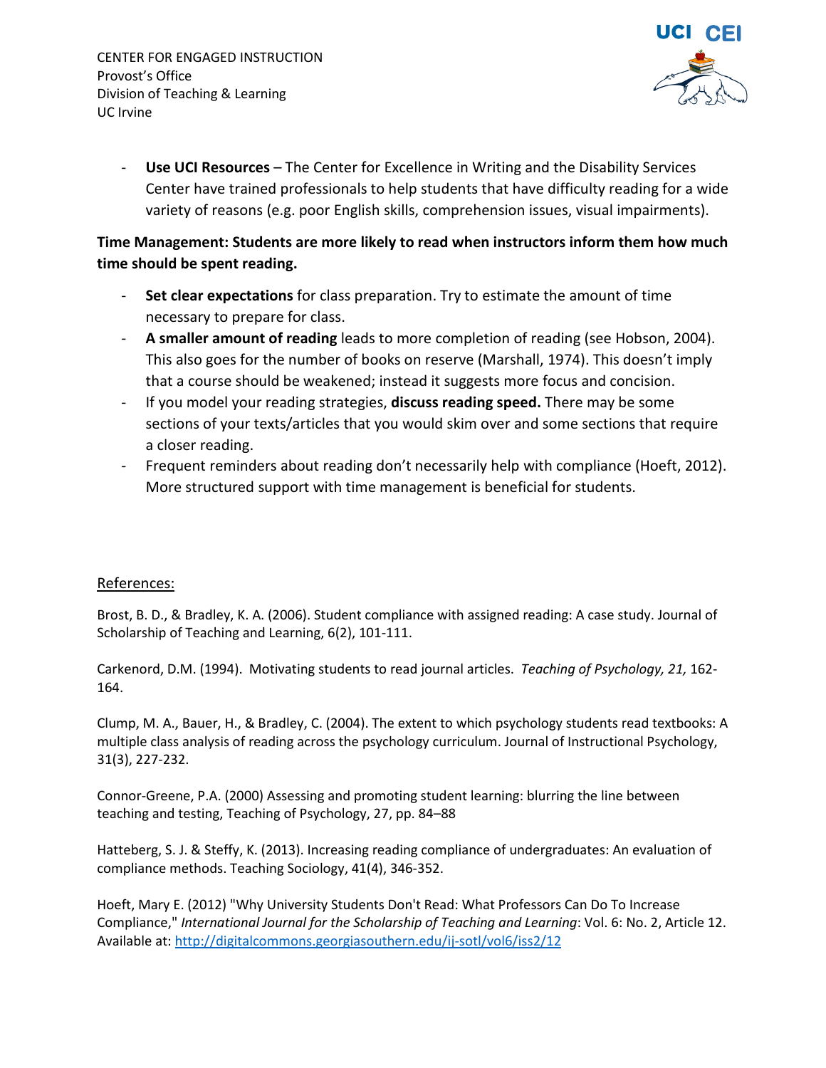- **Use UCI Resources** – The Center for Excellence in Writing and the Disability Services Center have trained professionals to help students that have difficulty reading for a wide variety of reasons (e.g. poor English skills, comprehension issues, visual impairments).

**Time Management: Students are more likely to read when instructors inform them how much time should be spent reading.**

- **Set clear expectations** for class preparation. Try to estimate the amount of time necessary to prepare for class.
- **A smaller amount of reading** leads to more completion of reading (see Hobson, 2004). This also goes for the number of books on reserve (Marshall, 1974). This doesn't imply that a course should be weakened; instead it suggests more focus and concision.
- If you model your reading strategies, **discuss reading speed.** There may be some sections of your texts/articles that you would skim over and some sections that require a closer reading.
- Frequent reminders about reading don't necessarily help with compliance (Hoeft, 2012). More structured support with time management is beneficial for students.

References:

Brost, B. D., & Bradley, K. A. (2006). Student compliance with assigned reading: A case study. Journal of Scholarship of Teaching and Learning, 6(2), 101-111.

Carkenord, D.M. (1994). Motivating students to read journal articles. *Teaching of Psychology, 21,* 162-164.

Clump, M. A., Bauer, H., & Bradley, C. (2004). The extent to which psychology students read textbooks: A multiple class analysis of reading across the psychology curriculum. Journal of Instructional Psychology, 31(3), 227-232.

Connor-Greene, P.A. (2000) Assessing and promoting student learning: blurring the line between teaching and testing, Teaching of Psychology, 27, pp. 84–88

Hatteberg, S. J. & Steffy, K. (2013). Increasing reading compliance of undergraduates: An evaluation of compliance methods. Teaching Sociology, 41(4), 346-352.

Hoeft, Mary E. (2012) "Why University Students Don't Read: What Professors Can Do To Increase Compliance," *International Journal for the Scholarship of Teaching and Learning*: Vol. 6: No. 2, Article 12. Available at: http://digitalcommons.georgiasouthern.edu/ij-sotl/vol6/iss2/12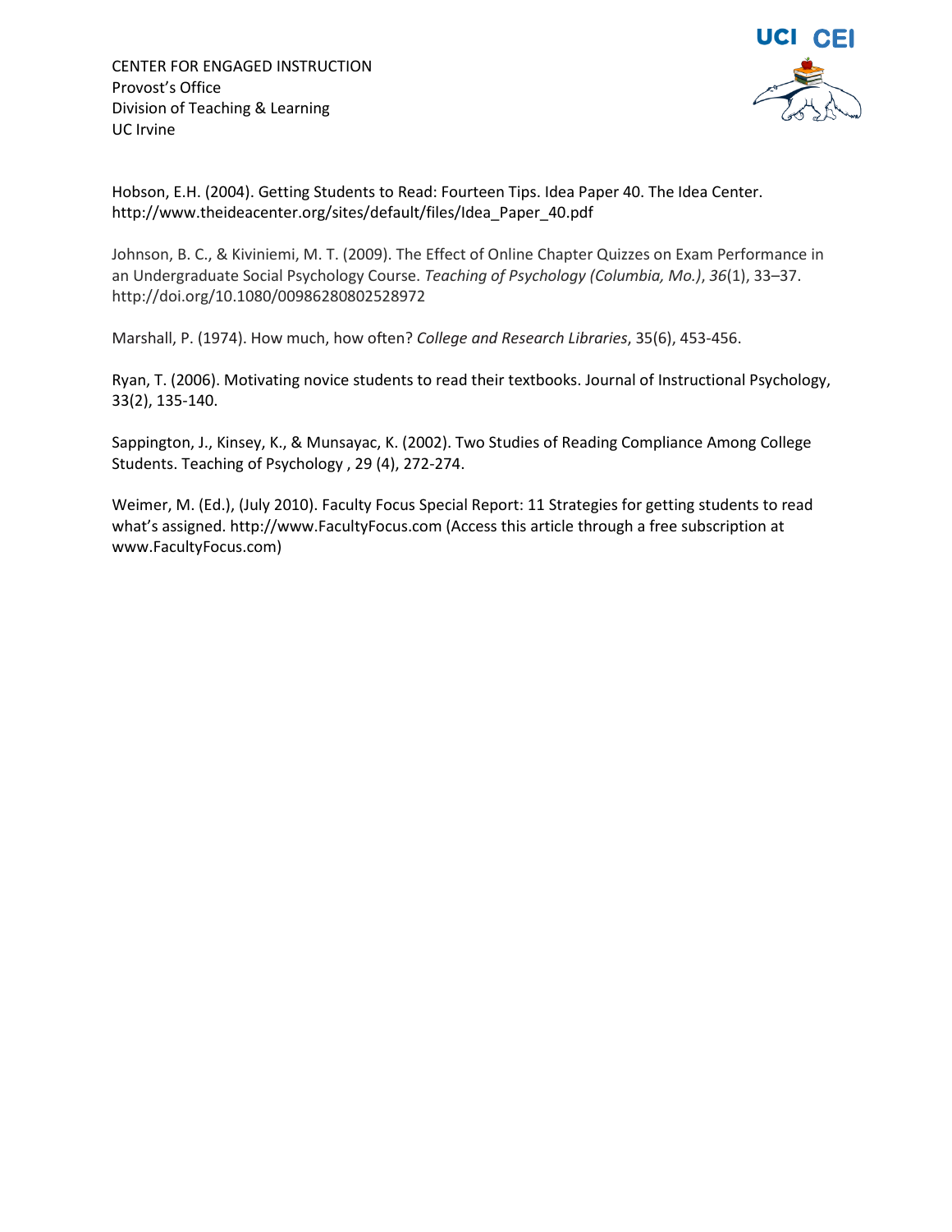Hobson, E.H. (2004). Getting Students to Read: Fourteen Tips. Idea Paper 40. The Idea Center. http://www.theideacenter.org/sites/default/files/Idea_Paper_40.pdf

Johnson, B. C., & Kiviniemi, M. T. (2009). The Effect of Online Chapter Quizzes on Exam Performance in an Undergraduate Social Psychology Course. *Teaching of Psychology (Columbia, Mo.)*, *36*(1), 33–37. http://doi.org/10.1080/00986280802528972

Marshall, P. (1974). How much, how often? *College and Research Libraries*, 35(6), 453-456.

Ryan, T. (2006). Motivating novice students to read their textbooks. Journal of Instructional Psychology, 33(2), 135-140.

Sappington, J., Kinsey, K., & Munsayac, K. (2002). Two Studies of Reading Compliance Among College Students. Teaching of Psychology , 29 (4), 272-274.

Weimer, M. (Ed.), (July 2010). Faculty Focus Special Report: 11 Strategies for getting students to read what's assigned. http://www.FacultyFocus.com (Access this article through a free subscription at www.FacultyFocus.com)